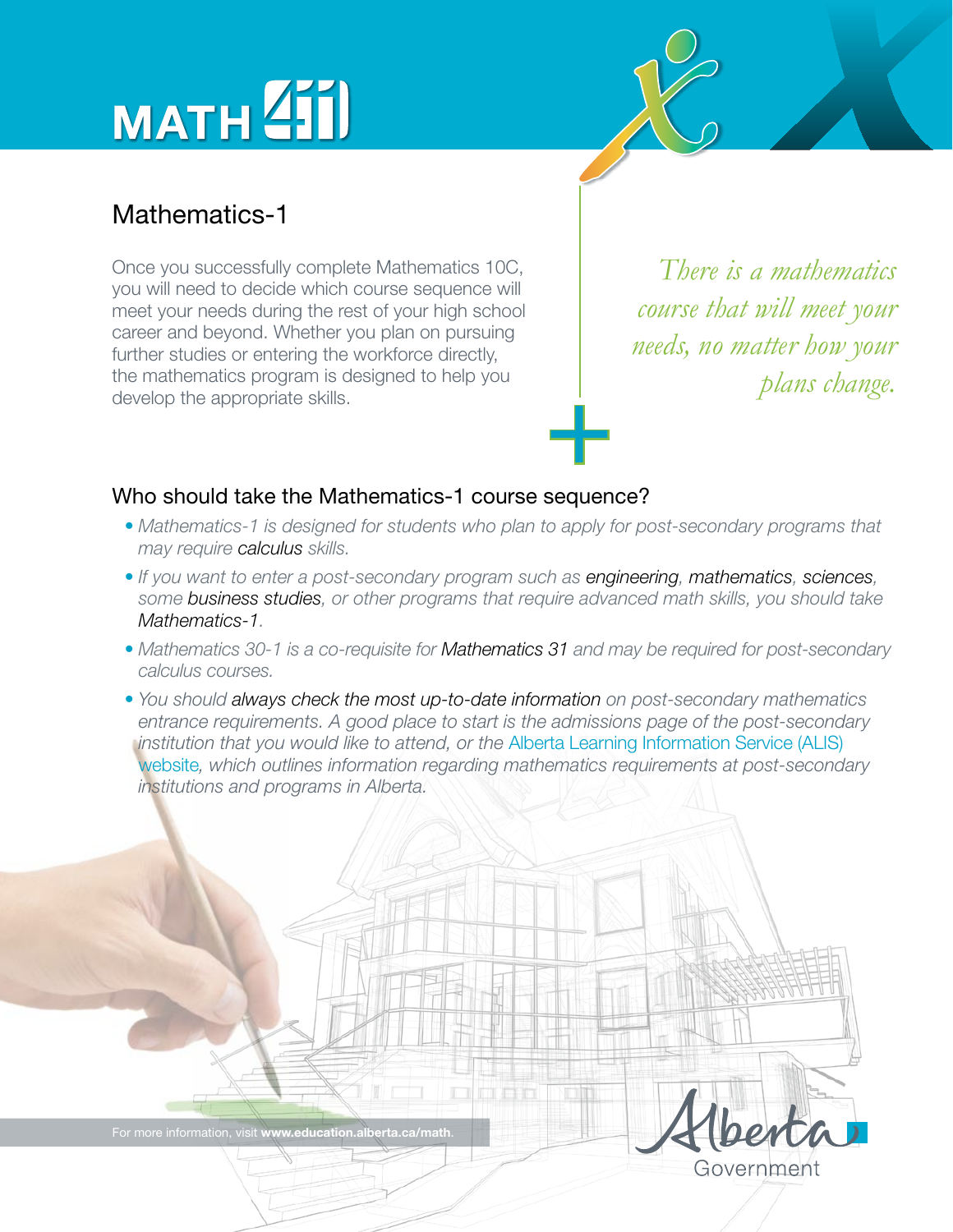# MATH 4|1

## Mathematics-1

Once you successfully complete Mathematics 10C, you will need to decide which course sequence will meet your needs during the rest of your high school career and beyond. Whether you plan on pursuing further studies or entering the workforce directly, the mathematics program is designed to help you develop the appropriate skills.

*There is a mathematics course that will meet your needs, no matter how your plans change.*

### Who should take the Mathematics-1 course sequence?

- *Mathematics-1 is designed for students who plan to apply for post-secondary programs that may require* calculus *skills.*
- *If you want to enter a post-secondary program such as* engineering, mathematics, sciences, *some* business studies, *or other programs that require advanced math skills, you should take* Mathematics-1.
- *Mathematics 30-1 is a co-requisite for* Mathematics 31 *and may be required for post-secondary calculus courses.*
- *You should* always check the most up-to-date information *on post-secondary mathematics entrance requirements. A good place to start is the admissions page of the post-secondary institution that you would like to attend, or the* Alberta Learning Information Service (ALIS) website, *which outlines information regarding mathematics requirements at post-secondary institutions and programs in Alberta.*

For more information, visit **www.education.alberta.ca/math**.

Alberta Government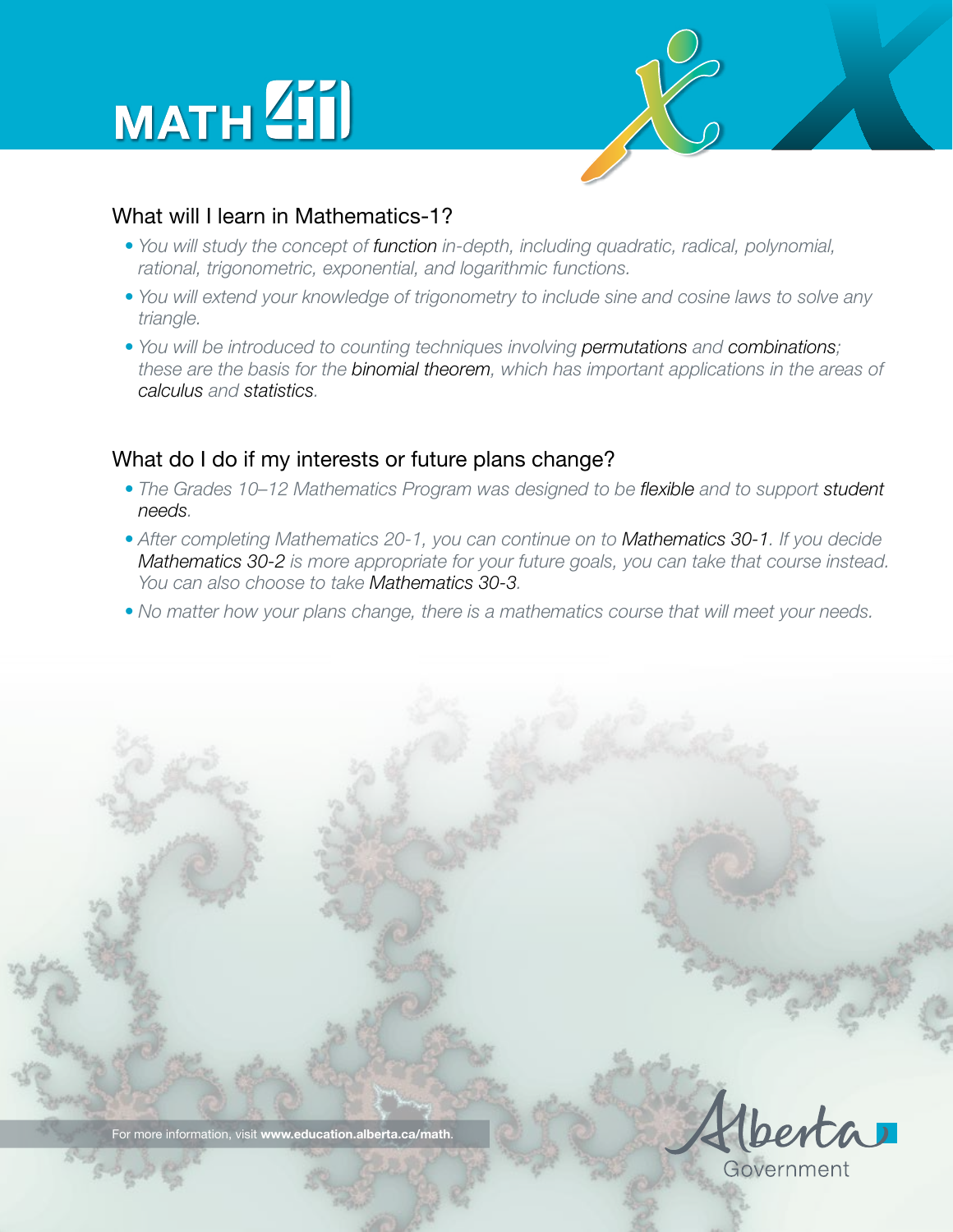## What will I learn in Mathematics-1?

- *You will study the concept of* function *in-depth, including quadratic, radical, polynomial, rational, trigonometric, exponential, and logarithmic functions.*
- *You will extend your knowledge of trigonometry to include sine and cosine laws to solve any triangle.*
- *You will be introduced to counting techniques involving* permutations *and* combinations*; these are the basis for the* binomial theorem*, which has important applications in the areas of* calculus *and* statistics.

## What do I do if my interests or future plans change?

- *The Grades 10–12 Mathematics Program was designed to be* flexible *and to support* student needs.
- *After completing Mathematics 20-1, you can continue on to* Mathematics 30-1*. If you decide* Mathematics 30-2 *is more appropriate for your future goals, you can take that course instead. You can also choose to take* Mathematics 30-3.
- *No matter how your plans change, there is a mathematics course that will meet your needs.*

For more information, visit **www.education.alberta.ca/math**.